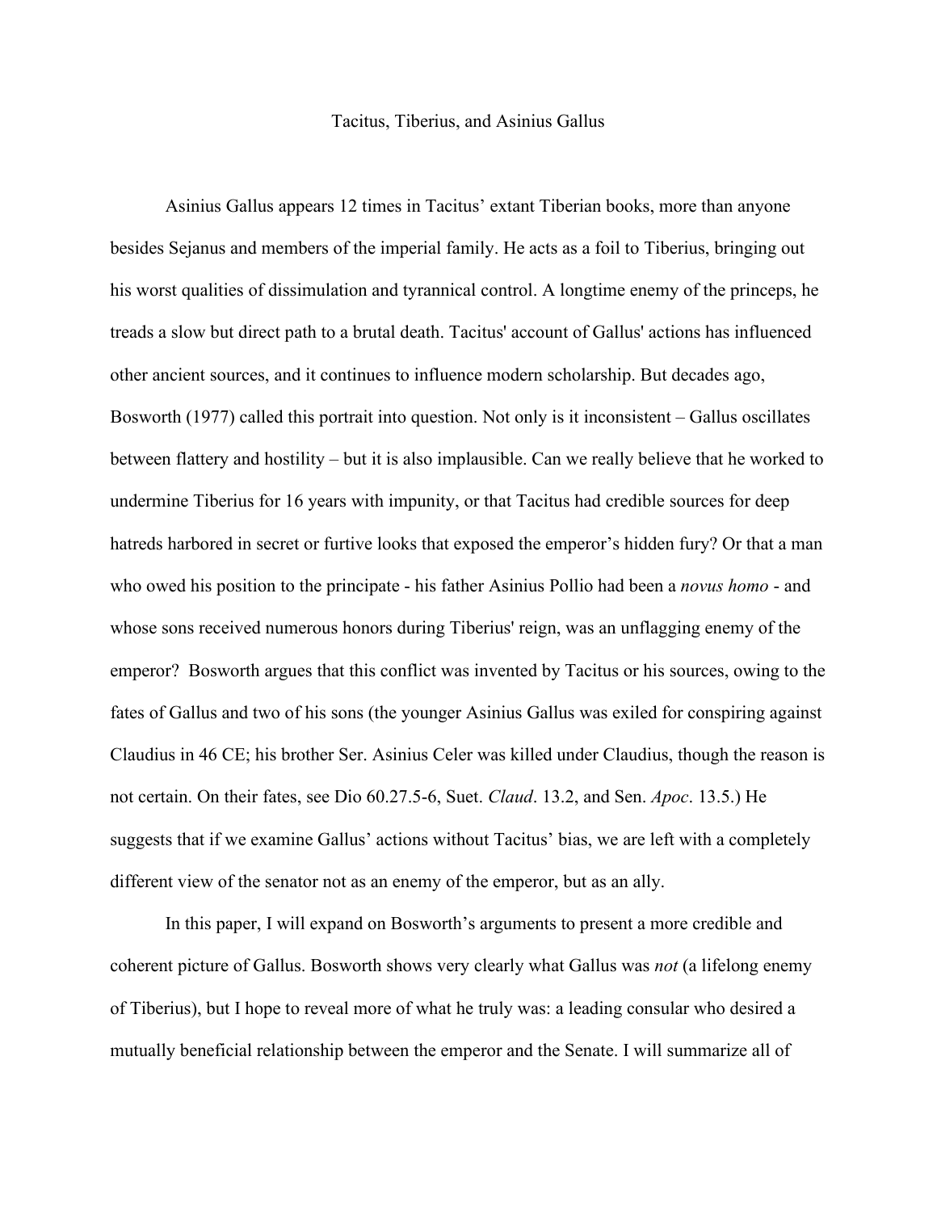# Tacitus, Tiberius, and Asinius Gallus

Asinius Gallus appears 12 times in Tacitus' extant Tiberian books, more than anyone besides Sejanus and members of the imperial family. He acts as a foil to Tiberius, bringing out his worst qualities of dissimulation and tyrannical control. A longtime enemy of the princeps, he treads a slow but direct path to a brutal death. Tacitus' account of Gallus' actions has influenced other ancient sources, and it continues to influence modern scholarship. But decades ago, Bosworth (1977) called this portrait into question. Not only is it inconsistent – Gallus oscillates between flattery and hostility – but it is also implausible. Can we really believe that he worked to undermine Tiberius for 16 years with impunity, or that Tacitus had credible sources for deep hatreds harbored in secret or furtive looks that exposed the emperor's hidden fury? Or that a man who owed his position to the principate - his father Asinius Pollio had been a *novus homo* - and whose sons received numerous honors during Tiberius' reign, was an unflagging enemy of the emperor? Bosworth argues that this conflict was invented by Tacitus or his sources, owing to the fates of Gallus and two of his sons (the younger Asinius Gallus was exiled for conspiring against Claudius in 46 CE; his brother Ser. Asinius Celer was killed under Claudius, though the reason is not certain. On their fates, see Dio 60.27.5-6, Suet. *Claud*. 13.2, and Sen. *Apoc*. 13.5.) He suggests that if we examine Gallus' actions without Tacitus' bias, we are left with a completely different view of the senator not as an enemy of the emperor, but as an ally.

In this paper, I will expand on Bosworth's arguments to present a more credible and coherent picture of Gallus. Bosworth shows very clearly what Gallus was *not* (a lifelong enemy of Tiberius), but I hope to reveal more of what he truly was: a leading consular who desired a mutually beneficial relationship between the emperor and the Senate. I will summarize all of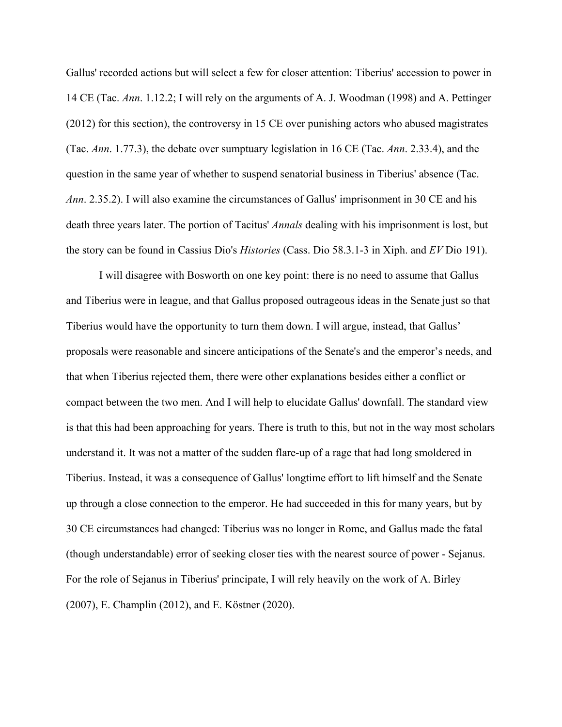Gallus' recorded actions but will select a few for closer attention: Tiberius' accession to power in 14 CE (Tac. *Ann*. 1.12.2; I will rely on the arguments of A. J. Woodman (1998) and A. Pettinger (2012) for this section), the controversy in 15 CE over punishing actors who abused magistrates (Tac. *Ann*. 1.77.3), the debate over sumptuary legislation in 16 CE (Tac. *Ann*. 2.33.4), and the question in the same year of whether to suspend senatorial business in Tiberius' absence (Tac. *Ann*. 2.35.2). I will also examine the circumstances of Gallus' imprisonment in 30 CE and his death three years later. The portion of Tacitus' *Annals* dealing with his imprisonment is lost, but the story can be found in Cassius Dio's *Histories* (Cass. Dio 58.3.1-3 in Xiph. and *EV* Dio 191).

I will disagree with Bosworth on one key point: there is no need to assume that Gallus and Tiberius were in league, and that Gallus proposed outrageous ideas in the Senate just so that Tiberius would have the opportunity to turn them down. I will argue, instead, that Gallus' proposals were reasonable and sincere anticipations of the Senate's and the emperor's needs, and that when Tiberius rejected them, there were other explanations besides either a conflict or compact between the two men. And I will help to elucidate Gallus' downfall. The standard view is that this had been approaching for years. There is truth to this, but not in the way most scholars understand it. It was not a matter of the sudden flare-up of a rage that had long smoldered in Tiberius. Instead, it was a consequence of Gallus' longtime effort to lift himself and the Senate up through a close connection to the emperor. He had succeeded in this for many years, but by 30 CE circumstances had changed: Tiberius was no longer in Rome, and Gallus made the fatal (though understandable) error of seeking closer ties with the nearest source of power - Sejanus. For the role of Sejanus in Tiberius' principate, I will rely heavily on the work of A. Birley (2007), E. Champlin (2012), and E. Köstner (2020).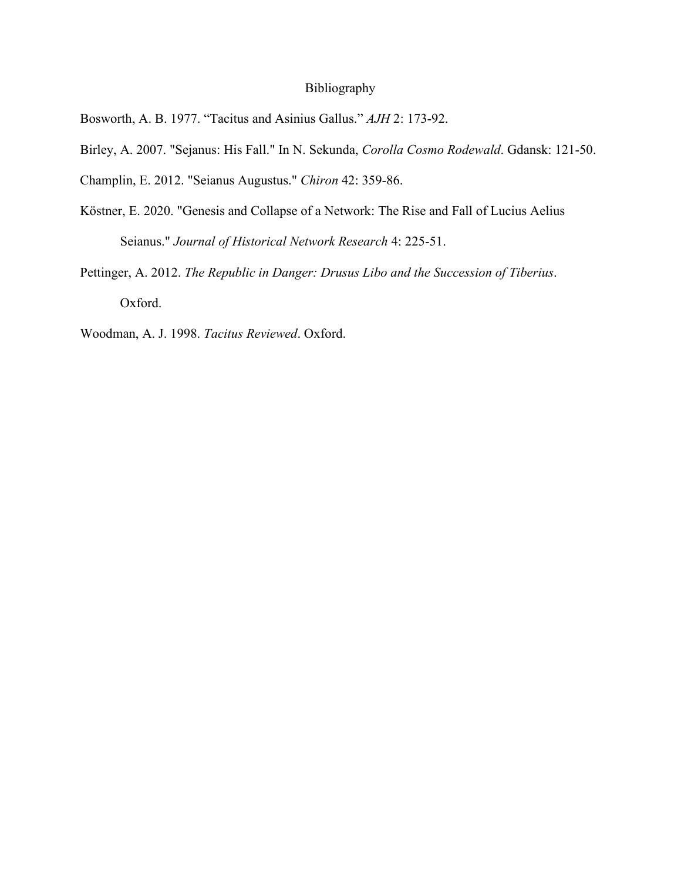# Bibliography

Bosworth, A. B. 1977. “Tacitus and Asinius Gallus.” *AJH* 2: 173-92.

Birley, A. 2007. "Sejanus: His Fall." In N. Sekunda, *Corolla Cosmo Rodewald*. Gdansk: 121-50.

Champlin, E. 2012. "Seianus Augustus." *Chiron* 42: 359-86.

Köstner, E. 2020. "Genesis and Collapse of a Network: The Rise and Fall of Lucius Aelius Seianus." *Journal of Historical Network Research* 4: 225-51.

Pettinger, A. 2012. *The Republic in Danger: Drusus Libo and the Succession of Tiberius*. Oxford.

Woodman, A. J. 1998. *Tacitus Reviewed*. Oxford.